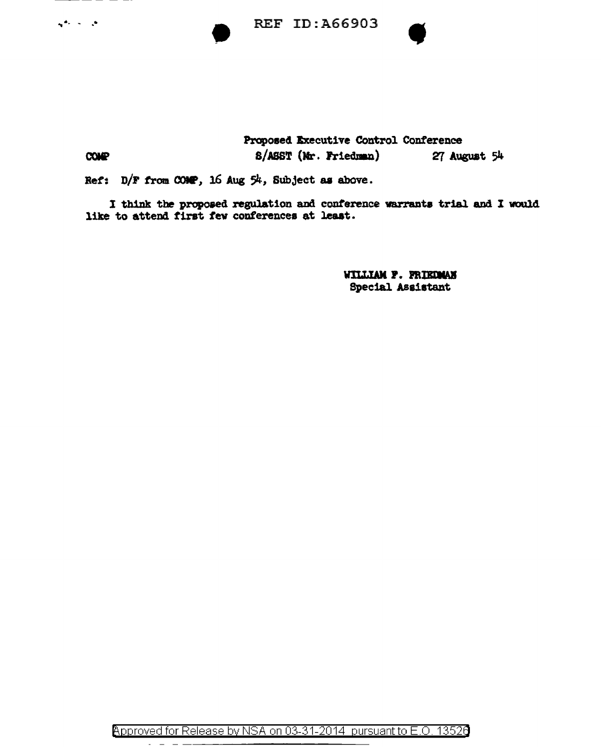REF ID:A66903

Proposed Executive Control Conference

COMP S/ASST (Mr. Friedman) 27 August 54

Ref: D/F from COMP, 16 Aug 54, Subject as above.

I think the proposed regulation and conference warrants trial and I would like to attend first few conferences at least.

WILLIAM F. FRIEDMAN
Special Assistant

Approved for Release by NSA on 03-31-2014 pursuant to E.O. 13526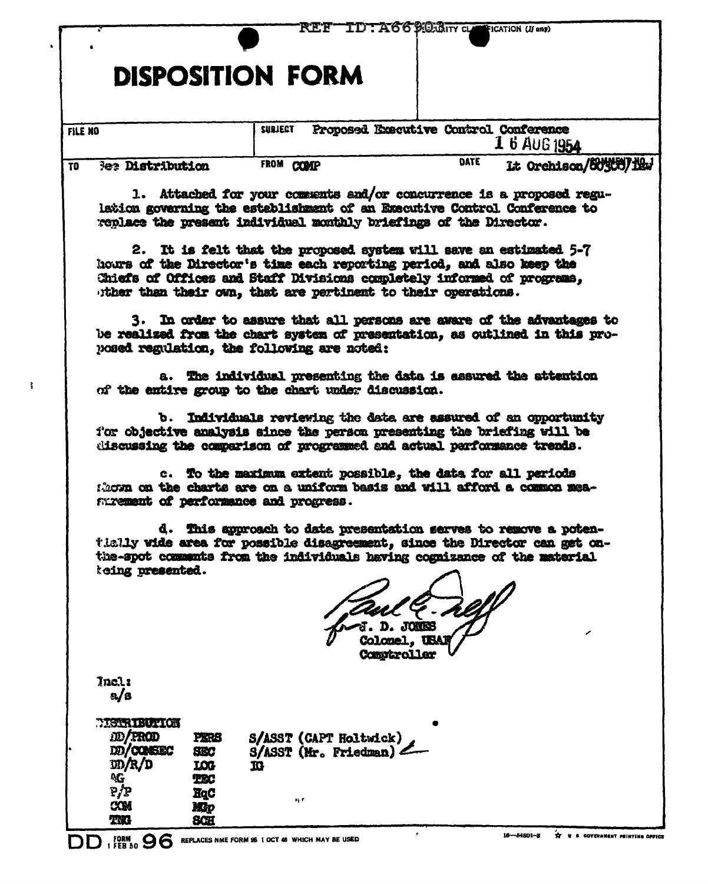REF ID:A66903 SECURITY CLASSIFICATION (If any)

# DISPOSITION FORM

| FILE NO | SUBJECT Proposed Executive Control Conference | |
|---|---|---|
| TO See Distribution | FROM COMP | DATE 16 AUG 1954 Lt Orchison/60300/1aw COMMENT NO. 1 |

1. Attached for your comments and/or concurrence is a proposed regulation governing the establishment of an Executive Control Conference to replace the present individual monthly briefings of the Director.

2. It is felt that the proposed system will save an estimated 5-7 hours of the Director's time each reporting period, and also keep the Chiefs of Offices and Staff Divisions completely informed of programs, other than their own, that are pertinent to their operations.

3. In order to assure that all persons are aware of the advantages to be realized from the chart system of presentation, as outlined in this proposed regulation, the following are noted:

a. The individual presenting the data is assured the attention of the entire group to the chart under discussion.

b. Individuals reviewing the data are assured of an opportunity for objective analysis since the person presenting the briefing will be discussing the comparison of programmed and actual performance trends.

c. To the maximum extent possible, the data for all periods shown on the charts are on a uniform basis and will afford a common measurement of performance and progress.

d. This approach to data presentation serves to remove a potentially wide area for possible disagreement, since the Director can get on-the-spot comments from the individuals having cognizance of the material being presented.

Paul E. Neff
for J. D. JONES
Colonel, USAF
Comptroller

Incl:
a/s

DISTRIBUTION

| | | |
|---|---|---|
| DD/PROD | PERS | S/ASST (CAPT Holtwick) |
| DD/COMSEC | SEC | S/ASST (Mr. Friedman) |
| DD/R/D | LOG | IG |
| AG | TEC | |
| P/P | HqC | |
| COM | MGp | |
| TNG | SCH | |

DD FORM 1 FEB 50 96 REPLACES NME FORM 96 1 OCT 48 WHICH MAY BE USED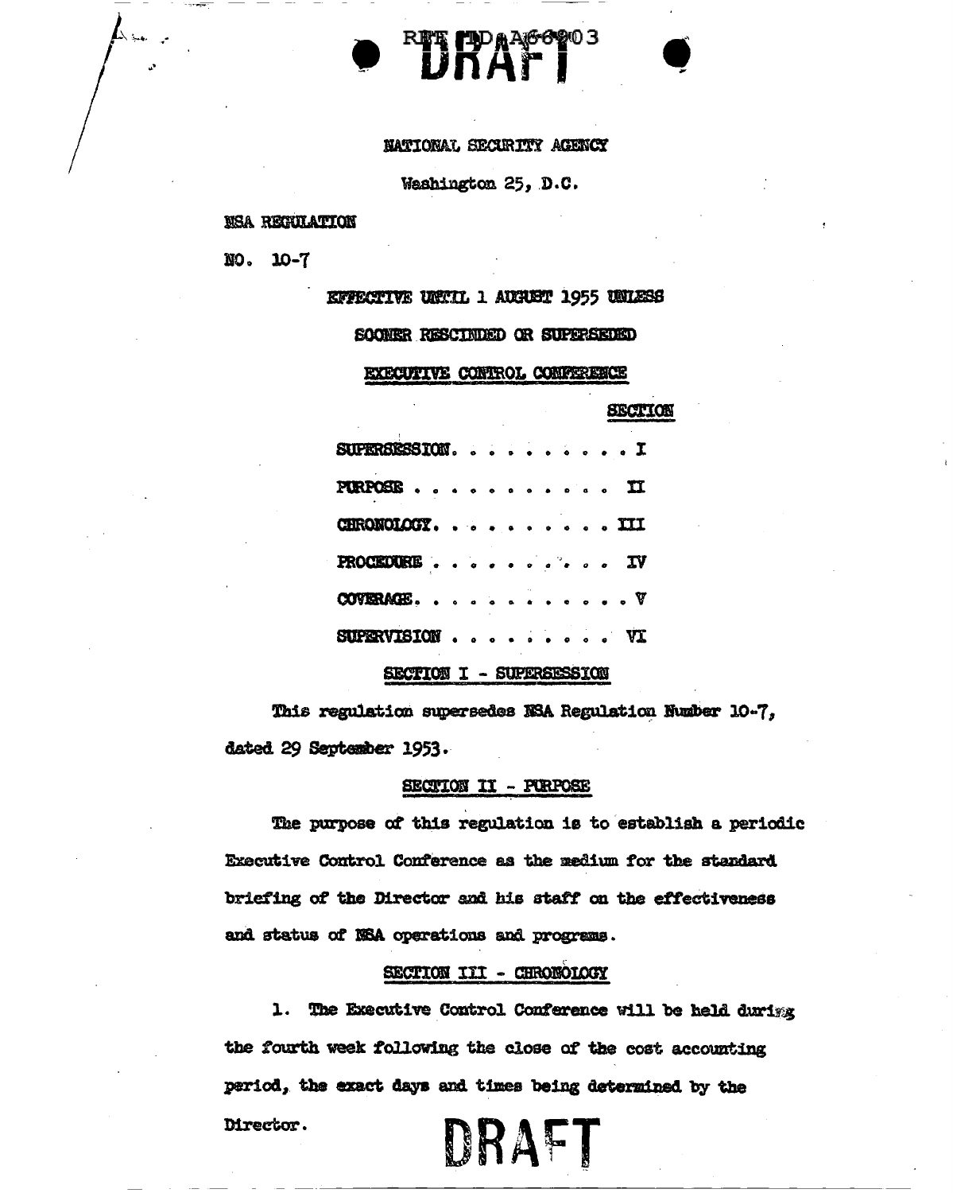REF ID:A66903

DRAFT

NATIONAL SECURITY AGENCY

Washington 25, D.C.

NSA REGULATION

NO. 10-7

EFFECTIVE UNTIL 1 AUGUST 1955 UNLESS

SOONER RESCINDED OR SUPERSEDED

## EXECUTIVE CONTROL CONFERENCE

| | SECTION |
|---|---|
| SUPERSESSION | I |
| PURPOSE | II |
| CHRONOLOGY | III |
| PROCEDURE | IV |
| COVERAGE | V |
| SUPERVISION | VI |

### SECTION I - SUPERSESSION

This regulation supersedes NSA Regulation Number 10-7, dated 29 September 1953.

### SECTION II - PURPOSE

The purpose of this regulation is to establish a periodic Executive Control Conference as the medium for the standard briefing of the Director and his staff on the effectiveness and status of NSA operations and programs.

### SECTION III - CHRONOLOGY

1. The Executive Control Conference will be held during the fourth week following the close of the cost accounting period, the exact days and times being determined by the Director.

DRAFT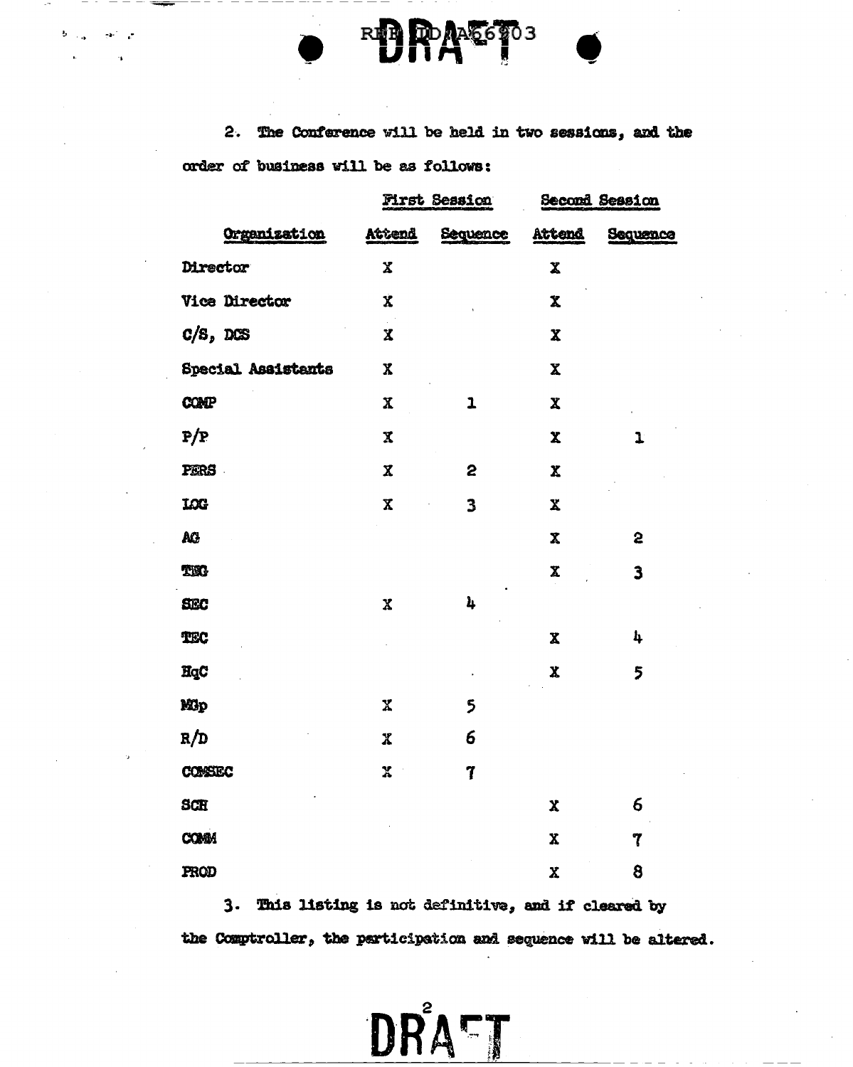2. The Conference will be held in two sessions, and the order of business will be as follows:

| Organization | First Session | | Second Session | |
|---|---|---|---|---|
| | Attend | Sequence | Attend | Sequence |
| Director | X | | X | |
| Vice Director | X | | X | |
| C/S, DCS | X | | X | |
| Special Assistants | X | | X | |
| COMP | X | 1 | X | |
| P/P | X | | X | 1 |
| PERS | X | 2 | X | |
| LOG | X | 3 | X | |
| AG | | | X | 2 |
| TSG | | | X | 3 |
| SEC | X | 4 | | |
| TEC | | | X | 4 |
| HqC | | | X | 5 |
| MGp | X | 5 | | |
| R/D | X | 6 | | |
| COMSEC | X | 7 | | |
| SCH | | | X | 6 |
| COMM | | | X | 7 |
| PROD | | | X | 8 |

3. This listing is not definitive, and if cleared by the Comptroller, the participation and sequence will be altered.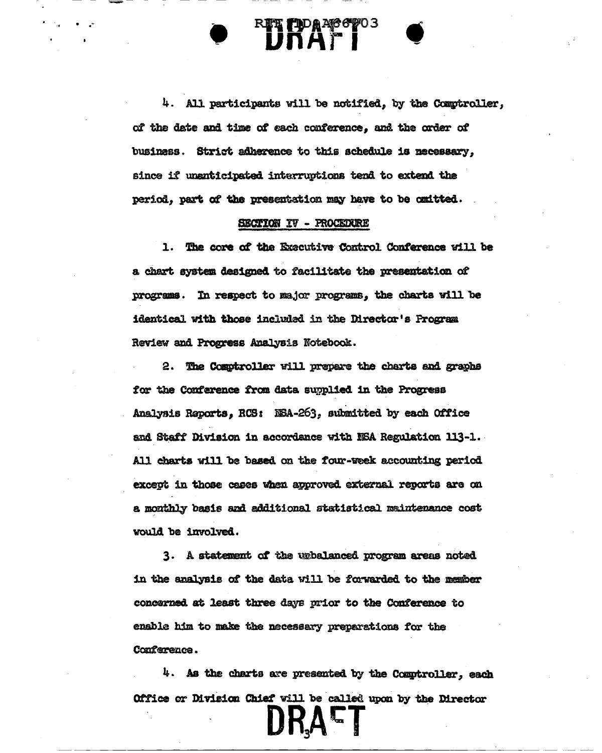4. All participants will be notified, by the Comptroller, of the date and time of each conference, and the order of business. Strict adherence to this schedule is necessary, since if unanticipated interruptions tend to extend the period, part of the presentation may have to be omitted.

## SECTION IV - PROCEDURE

1. The core of the Executive Control Conference will be a chart system designed to facilitate the presentation of programs. In respect to major programs, the charts will be identical with those included in the Director's Program Review and Progress Analysis Notebook.

2. The Comptroller will prepare the charts and graphs for the Conference from data supplied in the Progress Analysis Reports, RCS: NSA-263, submitted by each Office and Staff Division in accordance with NSA Regulation 113-1. All charts will be based on the four-week accounting period except in those cases when approved external reports are on a monthly basis and additional statistical maintenance cost would be involved.

3. A statement of the unbalanced program areas noted in the analysis of the data will be forwarded to the member concerned at least three days prior to the Conference to enable him to make the necessary preparations for the Conference.

4. As the charts are presented by the Comptroller, each Office or Division Chief will be called upon by the Director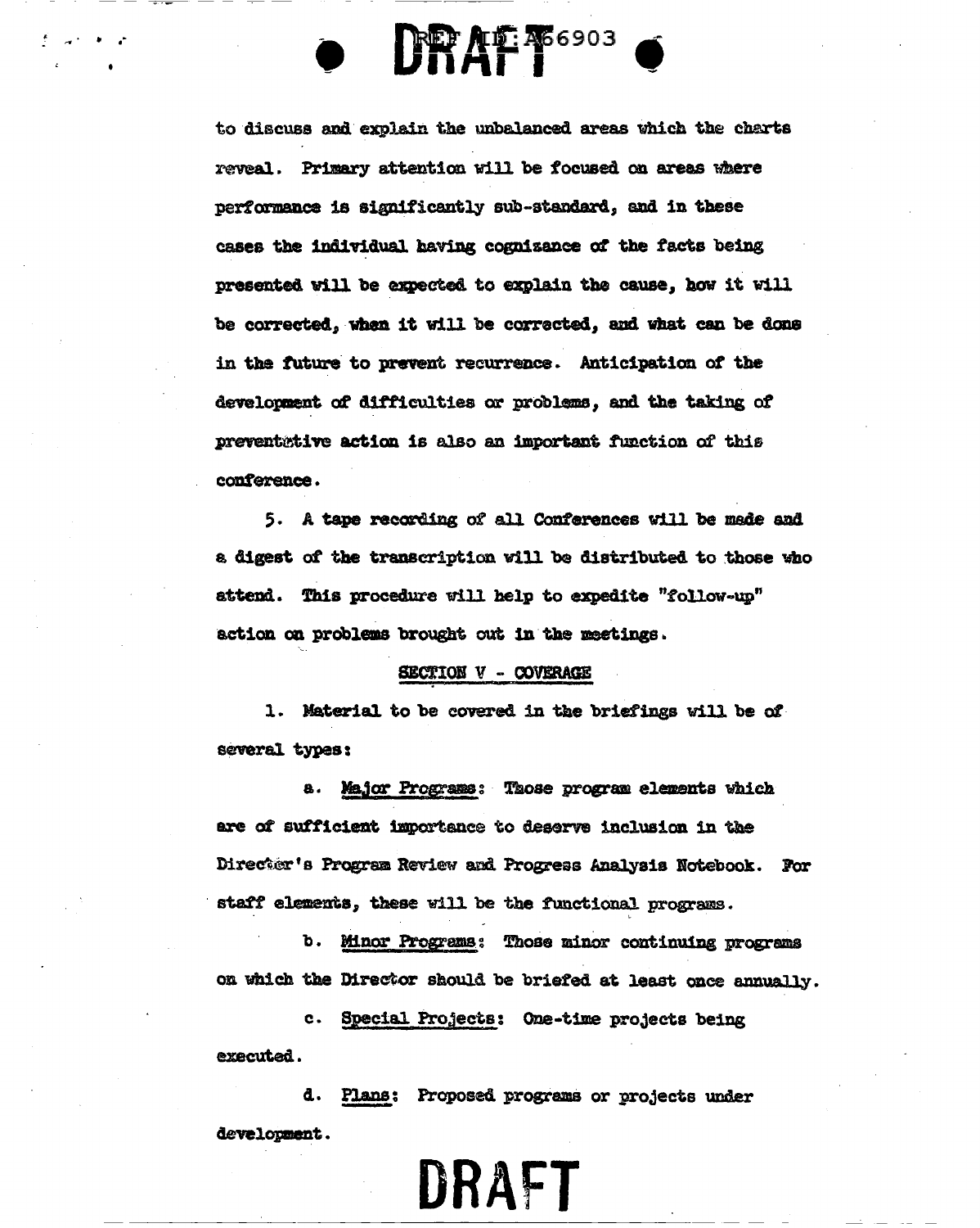to discuss and explain the unbalanced areas which the charts reveal. Primary attention will be focused on areas where performance is significantly sub-standard, and in these cases the individual having cognizance of the facts being presented will be expected to explain the cause, how it will be corrected, when it will be corrected, and what can be done in the future to prevent recurrence. Anticipation of the development of difficulties or problems, and the taking of preventative action is also an important function of this conference.

5. A tape recording of all Conferences will be made and a digest of the transcription will be distributed to those who attend. This procedure will help to expedite "follow-up" action on problems brought out in the meetings.

## SECTION V - COVERAGE

1. Material to be covered in the briefings will be of several types:

a. Major Programs: Those program elements which are of sufficient importance to deserve inclusion in the Director's Program Review and Progress Analysis Notebook. For staff elements, these will be the functional programs.

b. Minor Programs: Those minor continuing programs on which the Director should be briefed at least once annually.

c. Special Projects: One-time projects being executed.

d. Plans: Proposed programs or projects under development.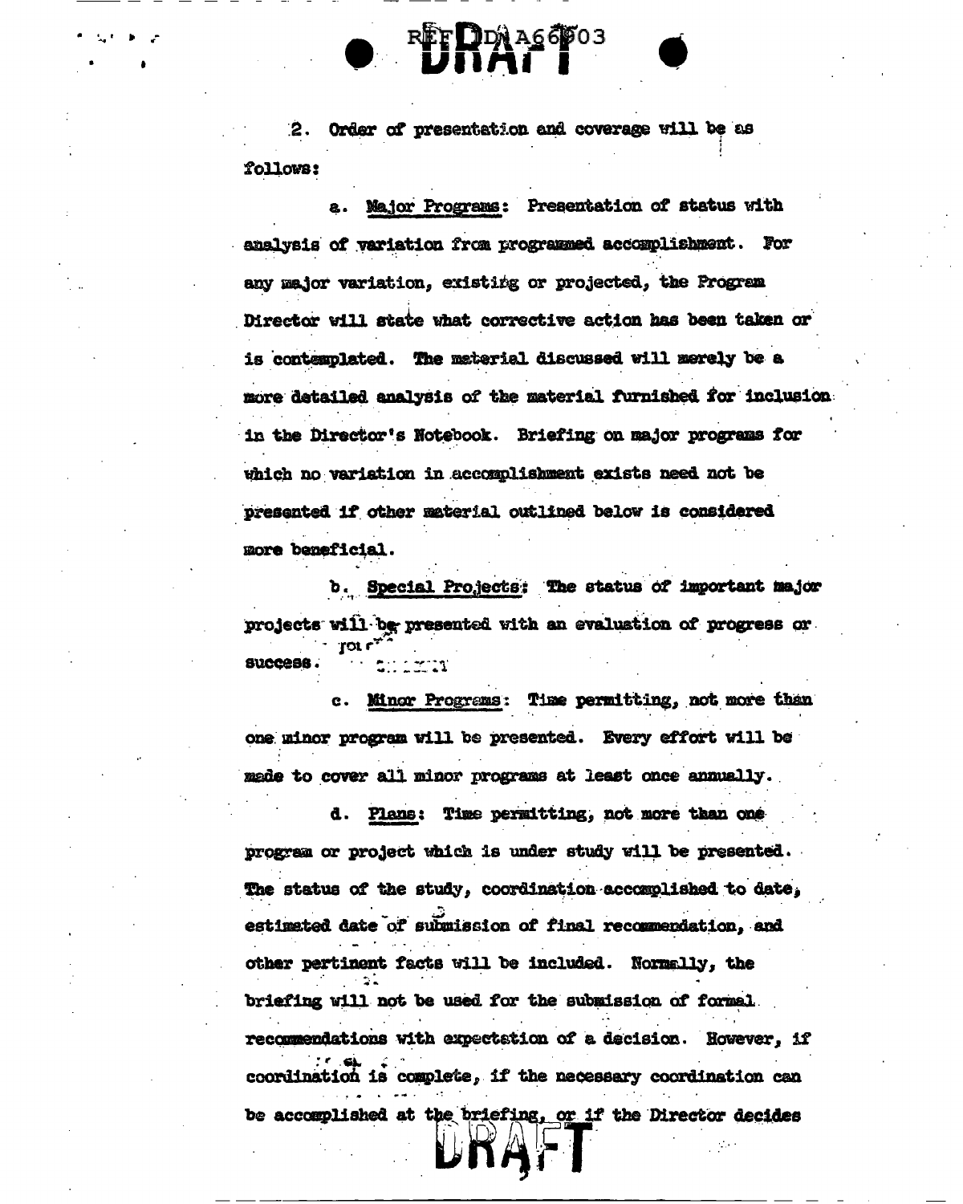2. Order of presentation and coverage will be as follows:

a. <u>Major Programs</u>: Presentation of status with analysis of variation from programmed accomplishment. For any major variation, existing or projected, the Program Director will state what corrective action has been taken or is contemplated. The material discussed will merely be a more detailed analysis of the material furnished for inclusion in the Director's Notebook. Briefing on major programs for which no variation in accomplishment exists need not be presented if other material outlined below is considered more beneficial.

b. <u>Special Projects</u>: The status of important major projects will be presented with an evaluation of progress or success.

c. <u>Minor Programs</u>: Time permitting, not more than one minor program will be presented. Every effort will be made to cover all minor programs at least once annually.

d. <u>Plans</u>: Time permitting, not more than one program or project which is under study will be presented. The status of the study, coordination accomplished to date, estimated date of submission of final recommendation, and other pertinent facts will be included. Normally, the briefing will not be used for the submission of formal recommendations with expectation of a decision. However, if coordination is complete, if the necessary coordination can be accomplished at the briefing, or if the Director decides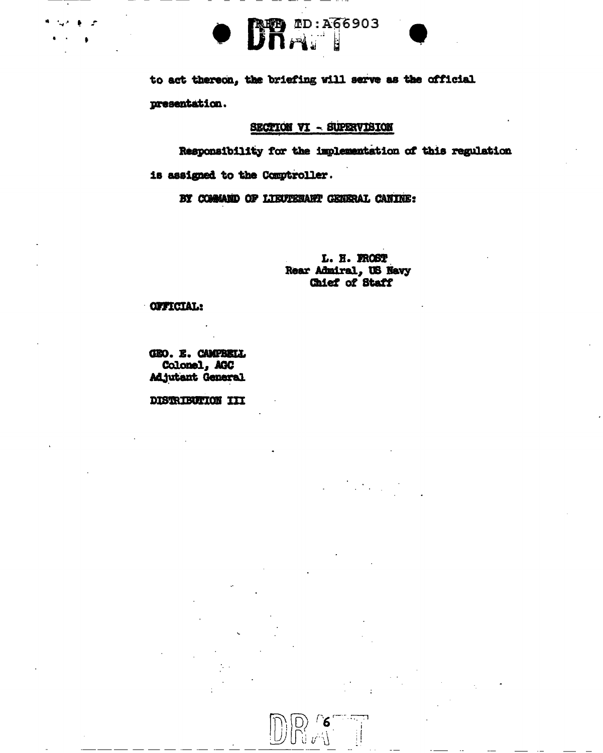to act thereon, the briefing will serve as the official presentation.

## SECTION VI - SUPERVISION

Responsibility for the implementation of this regulation is assigned to the Comptroller.

BY COMMAND OF LIEUTENANT GENERAL CANINE:

L. H. FROST
Rear Admiral, US Navy
Chief of Staff

OFFICIAL:

GEO. E. CAMPBELL
Colonel, AGC
Adjutant General

DISTRIBUTION III